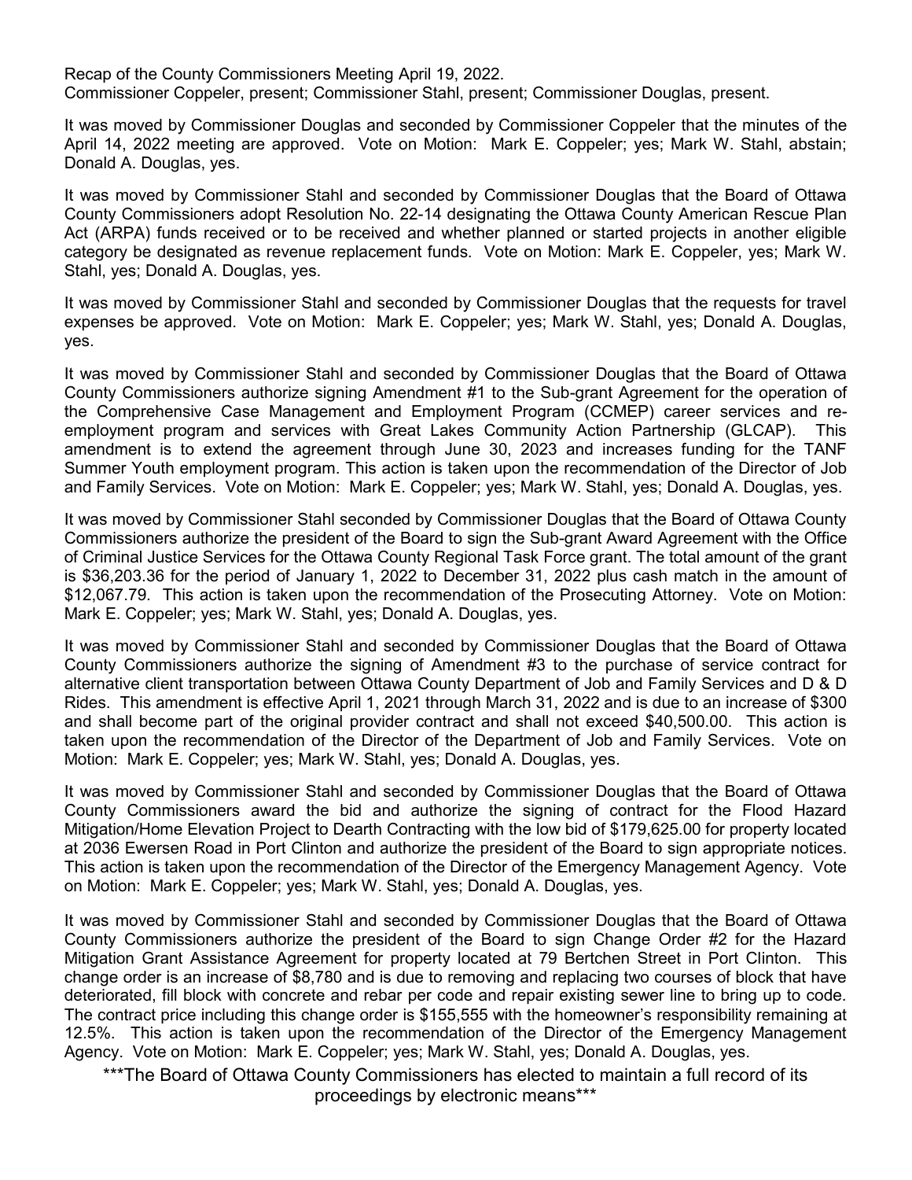Recap of the County Commissioners Meeting April 19, 2022.
Commissioner Coppeler, present; Commissioner Stahl, present; Commissioner Douglas, present.

It was moved by Commissioner Douglas and seconded by Commissioner Coppeler that the minutes of the April 14, 2022 meeting are approved. Vote on Motion: Mark E. Coppeler; yes; Mark W. Stahl, abstain; Donald A. Douglas, yes.

It was moved by Commissioner Stahl and seconded by Commissioner Douglas that the Board of Ottawa County Commissioners adopt Resolution No. 22-14 designating the Ottawa County American Rescue Plan Act (ARPA) funds received or to be received and whether planned or started projects in another eligible category be designated as revenue replacement funds. Vote on Motion: Mark E. Coppeler, yes; Mark W. Stahl, yes; Donald A. Douglas, yes.

It was moved by Commissioner Stahl and seconded by Commissioner Douglas that the requests for travel expenses be approved. Vote on Motion: Mark E. Coppeler; yes; Mark W. Stahl, yes; Donald A. Douglas, yes.

It was moved by Commissioner Stahl and seconded by Commissioner Douglas that the Board of Ottawa County Commissioners authorize signing Amendment #1 to the Sub-grant Agreement for the operation of the Comprehensive Case Management and Employment Program (CCMEP) career services and re-employment program and services with Great Lakes Community Action Partnership (GLCAP). This amendment is to extend the agreement through June 30, 2023 and increases funding for the TANF Summer Youth employment program. This action is taken upon the recommendation of the Director of Job and Family Services. Vote on Motion: Mark E. Coppeler; yes; Mark W. Stahl, yes; Donald A. Douglas, yes.

It was moved by Commissioner Stahl seconded by Commissioner Douglas that the Board of Ottawa County Commissioners authorize the president of the Board to sign the Sub-grant Award Agreement with the Office of Criminal Justice Services for the Ottawa County Regional Task Force grant. The total amount of the grant is $36,203.36 for the period of January 1, 2022 to December 31, 2022 plus cash match in the amount of $12,067.79. This action is taken upon the recommendation of the Prosecuting Attorney. Vote on Motion: Mark E. Coppeler; yes; Mark W. Stahl, yes; Donald A. Douglas, yes.

It was moved by Commissioner Stahl and seconded by Commissioner Douglas that the Board of Ottawa County Commissioners authorize the signing of Amendment #3 to the purchase of service contract for alternative client transportation between Ottawa County Department of Job and Family Services and D & D Rides. This amendment is effective April 1, 2021 through March 31, 2022 and is due to an increase of $300 and shall become part of the original provider contract and shall not exceed $40,500.00. This action is taken upon the recommendation of the Director of the Department of Job and Family Services. Vote on Motion: Mark E. Coppeler; yes; Mark W. Stahl, yes; Donald A. Douglas, yes.

It was moved by Commissioner Stahl and seconded by Commissioner Douglas that the Board of Ottawa County Commissioners award the bid and authorize the signing of contract for the Flood Hazard Mitigation/Home Elevation Project to Dearth Contracting with the low bid of $179,625.00 for property located at 2036 Ewersen Road in Port Clinton and authorize the president of the Board to sign appropriate notices. This action is taken upon the recommendation of the Director of the Emergency Management Agency. Vote on Motion: Mark E. Coppeler; yes; Mark W. Stahl, yes; Donald A. Douglas, yes.

It was moved by Commissioner Stahl and seconded by Commissioner Douglas that the Board of Ottawa County Commissioners authorize the president of the Board to sign Change Order #2 for the Hazard Mitigation Grant Assistance Agreement for property located at 79 Bertchen Street in Port Clinton. This change order is an increase of $8,780 and is due to removing and replacing two courses of block that have deteriorated, fill block with concrete and rebar per code and repair existing sewer line to bring up to code. The contract price including this change order is $155,555 with the homeowner's responsibility remaining at 12.5%. This action is taken upon the recommendation of the Director of the Emergency Management Agency. Vote on Motion: Mark E. Coppeler; yes; Mark W. Stahl, yes; Donald A. Douglas, yes.

***The Board of Ottawa County Commissioners has elected to maintain a full record of its proceedings by electronic means***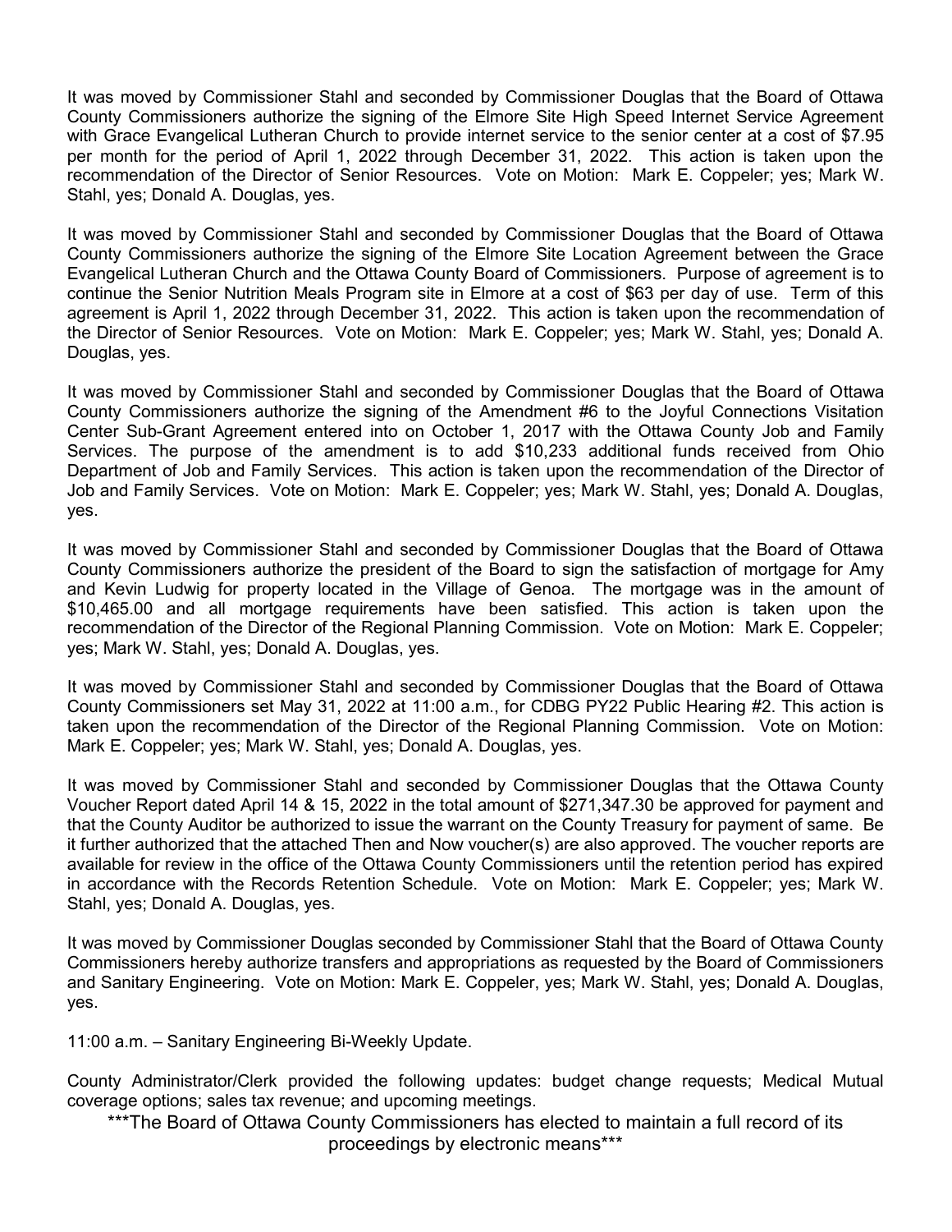It was moved by Commissioner Stahl and seconded by Commissioner Douglas that the Board of Ottawa County Commissioners authorize the signing of the Elmore Site High Speed Internet Service Agreement with Grace Evangelical Lutheran Church to provide internet service to the senior center at a cost of $7.95 per month for the period of April 1, 2022 through December 31, 2022. This action is taken upon the recommendation of the Director of Senior Resources. Vote on Motion: Mark E. Coppeler; yes; Mark W. Stahl, yes; Donald A. Douglas, yes.

It was moved by Commissioner Stahl and seconded by Commissioner Douglas that the Board of Ottawa County Commissioners authorize the signing of the Elmore Site Location Agreement between the Grace Evangelical Lutheran Church and the Ottawa County Board of Commissioners. Purpose of agreement is to continue the Senior Nutrition Meals Program site in Elmore at a cost of $63 per day of use. Term of this agreement is April 1, 2022 through December 31, 2022. This action is taken upon the recommendation of the Director of Senior Resources. Vote on Motion: Mark E. Coppeler; yes; Mark W. Stahl, yes; Donald A. Douglas, yes.

It was moved by Commissioner Stahl and seconded by Commissioner Douglas that the Board of Ottawa County Commissioners authorize the signing of the Amendment #6 to the Joyful Connections Visitation Center Sub-Grant Agreement entered into on October 1, 2017 with the Ottawa County Job and Family Services. The purpose of the amendment is to add $10,233 additional funds received from Ohio Department of Job and Family Services. This action is taken upon the recommendation of the Director of Job and Family Services. Vote on Motion: Mark E. Coppeler; yes; Mark W. Stahl, yes; Donald A. Douglas, yes.

It was moved by Commissioner Stahl and seconded by Commissioner Douglas that the Board of Ottawa County Commissioners authorize the president of the Board to sign the satisfaction of mortgage for Amy and Kevin Ludwig for property located in the Village of Genoa. The mortgage was in the amount of $10,465.00 and all mortgage requirements have been satisfied. This action is taken upon the recommendation of the Director of the Regional Planning Commission. Vote on Motion: Mark E. Coppeler; yes; Mark W. Stahl, yes; Donald A. Douglas, yes.

It was moved by Commissioner Stahl and seconded by Commissioner Douglas that the Board of Ottawa County Commissioners set May 31, 2022 at 11:00 a.m., for CDBG PY22 Public Hearing #2. This action is taken upon the recommendation of the Director of the Regional Planning Commission. Vote on Motion: Mark E. Coppeler; yes; Mark W. Stahl, yes; Donald A. Douglas, yes.

It was moved by Commissioner Stahl and seconded by Commissioner Douglas that the Ottawa County Voucher Report dated April 14 & 15, 2022 in the total amount of $271,347.30 be approved for payment and that the County Auditor be authorized to issue the warrant on the County Treasury for payment of same. Be it further authorized that the attached Then and Now voucher(s) are also approved. The voucher reports are available for review in the office of the Ottawa County Commissioners until the retention period has expired in accordance with the Records Retention Schedule. Vote on Motion: Mark E. Coppeler; yes; Mark W. Stahl, yes; Donald A. Douglas, yes.

It was moved by Commissioner Douglas seconded by Commissioner Stahl that the Board of Ottawa County Commissioners hereby authorize transfers and appropriations as requested by the Board of Commissioners and Sanitary Engineering. Vote on Motion: Mark E. Coppeler, yes; Mark W. Stahl, yes; Donald A. Douglas, yes.

11:00 a.m. – Sanitary Engineering Bi-Weekly Update.

County Administrator/Clerk provided the following updates: budget change requests; Medical Mutual coverage options; sales tax revenue; and upcoming meetings.

***The Board of Ottawa County Commissioners has elected to maintain a full record of its proceedings by electronic means***